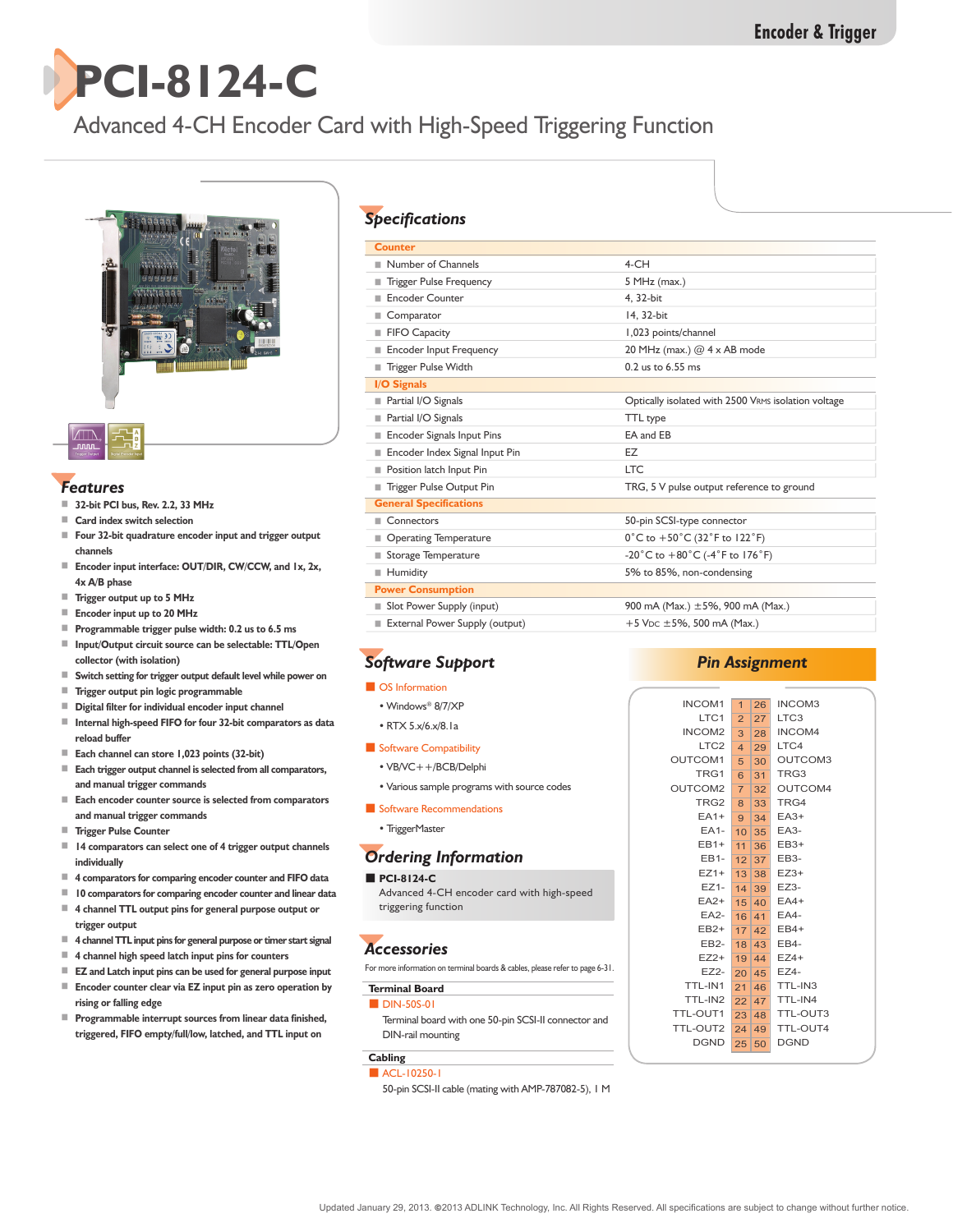# PCI-8124-C

Advanced 4-CH Encoder Card with High-Speed Triggering Function

## Features

- 32-bit PCI bus, Rev. 2.2, 33 MHz
- Card index switch selection
- Four 32-bit quadrature encoder input and trigger output channels
- Encoder input interface: OUT/DIR, CW/CCW, and 1x, 2x, 4x A/B phase
- Trigger output up to 5 MHz
- Encoder input up to 20 MHz
- Programmable trigger pulse width: 0.2 us to 6.5 ms
- Input/Output circuit source can be selectable: TTL/Open collector (with isolation)
- Switch setting for trigger output default level while power on
- Trigger output pin logic programmable
- Digital filter for individual encoder input channel
- Internal high-speed FIFO for four 32-bit comparators as data reload buffer
- Each channel can store 1,023 points (32-bit)
- Each trigger output channel is selected from all comparators, and manual trigger commands
- Each encoder counter source is selected from comparators and manual trigger commands
- Trigger Pulse Counter
- 14 comparators can select one of 4 trigger output channels individually
- 4 comparators for comparing encoder counter and FIFO data
- 10 comparators for comparing encoder counter and linear data
- 4 channel TTL output pins for general purpose output or trigger output
- 4 channel TTL input pins for general purpose or timer start signal
- 4 channel high speed latch input pins for counters
- EZ and Latch input pins can be used for general purpose input
- Encoder counter clear via EZ input pin as zero operation by rising or falling edge
- Programmable interrupt sources from linear data finished, triggered, FIFO empty/full/low, latched, and TTL input on

## Specifications

| | |
|---|---|
| **Counter** | |
| Number of Channels | 4-CH |
| Trigger Pulse Frequency | 5 MHz (max.) |
| Encoder Counter | 4, 32-bit |
| Comparator | 14, 32-bit |
| FIFO Capacity | 1,023 points/channel |
| Encoder Input Frequency | 20 MHz (max.) @ 4 x AB mode |
| Trigger Pulse Width | 0.2 us to 6.55 ms |
| **I/O Signals** | |
| Partial I/O Signals | Optically isolated with 2500 VRMS isolation voltage |
| Partial I/O Signals | TTL type |
| Encoder Signals Input Pins | EA and EB |
| Encoder Index Signal Input Pin | EZ |
| Position latch Input Pin | LTC |
| Trigger Pulse Output Pin | TRG, 5 V pulse output reference to ground |
| **General Specifications** | |
| Connectors | 50-pin SCSI-type connector |
| Operating Temperature | 0°C to +50°C (32°F to 122°F) |
| Storage Temperature | -20°C to +80°C (-4°F to 176°F) |
| Humidity | 5% to 85%, non-condensing |
| **Power Consumption** | |
| Slot Power Supply (input) | 900 mA (Max.) ±5%, 900 mA (Max.) |
| External Power Supply (output) | +5 VDC ±5%, 500 mA (Max.) |

## Software Support

**OS Information**
- Windows® 8/7/XP
- RTX 5.x/6.x/8.1a

**Software Compatibility**
- VB/VC++/BCB/Delphi
- Various sample programs with source codes

**Software Recommendations**
- TriggerMaster

## Ordering Information

**PCI-8124-C**
Advanced 4-CH encoder card with high-speed triggering function

## Accessories

For more information on terminal boards & cables, please refer to page 6-31.

**Terminal Board**

**DIN-50S-01**
Terminal board with one 50-pin SCSI-II connector and DIN-rail mounting

**Cabling**

**ACL-10250-1**
50-pin SCSI-II cable (mating with AMP-787082-5), 1 M

## Pin Assignment

| Signal | Pin | Pin | Signal |
|---|---|---|---|
| INCOM1 | 1 | 26 | INCOM3 |
| LTC1 | 2 | 27 | LTC3 |
| INCOM2 | 3 | 28 | INCOM4 |
| LTC2 | 4 | 29 | LTC4 |
| OUTCOM1 | 5 | 30 | OUTCOM3 |
| TRG1 | 6 | 31 | TRG3 |
| OUTCOM2 | 7 | 32 | OUTCOM4 |
| TRG2 | 8 | 33 | TRG4 |
| EA1+ | 9 | 34 | EA3+ |
| EA1- | 10 | 35 | EA3- |
| EB1+ | 11 | 36 | EB3+ |
| EB1- | 12 | 37 | EB3- |
| EZ1+ | 13 | 38 | EZ3+ |
| EZ1- | 14 | 39 | EZ3- |
| EA2+ | 15 | 40 | EA4+ |
| EA2- | 16 | 41 | EA4- |
| EB2+ | 17 | 42 | EB4+ |
| EB2- | 18 | 43 | EB4- |
| EZ2+ | 19 | 44 | EZ4+ |
| EZ2- | 20 | 45 | EZ4- |
| TTL-IN1 | 21 | 46 | TTL-IN3 |
| TTL-IN2 | 22 | 47 | TTL-IN4 |
| TTL-OUT1 | 23 | 48 | TTL-OUT3 |
| TTL-OUT2 | 24 | 49 | TTL-OUT4 |
| DGND | 25 | 50 | DGND |

Updated January 29, 2013. ©2013 ADLINK Technology, Inc. All Rights Reserved. All specifications are subject to change without further notice.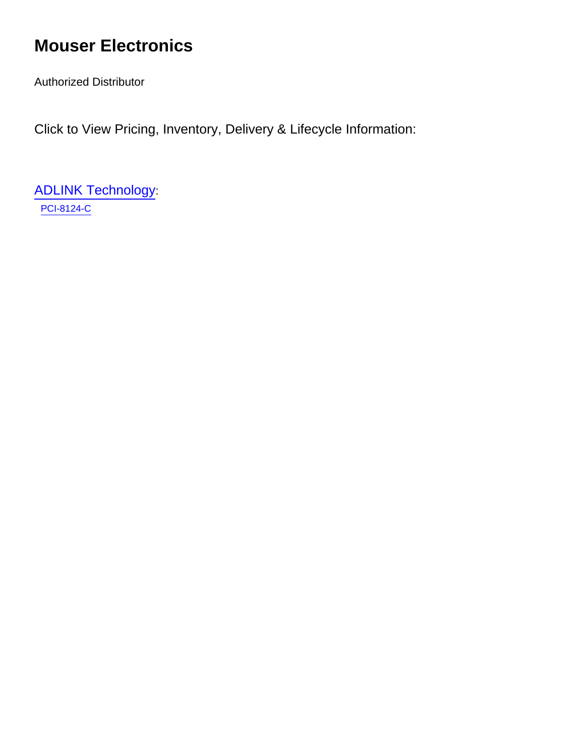# Mouser Electronics

Authorized Distributor

Click to View Pricing, Inventory, Delivery & Lifecycle Information:

ADLINK Technology:

PCI-8124-C